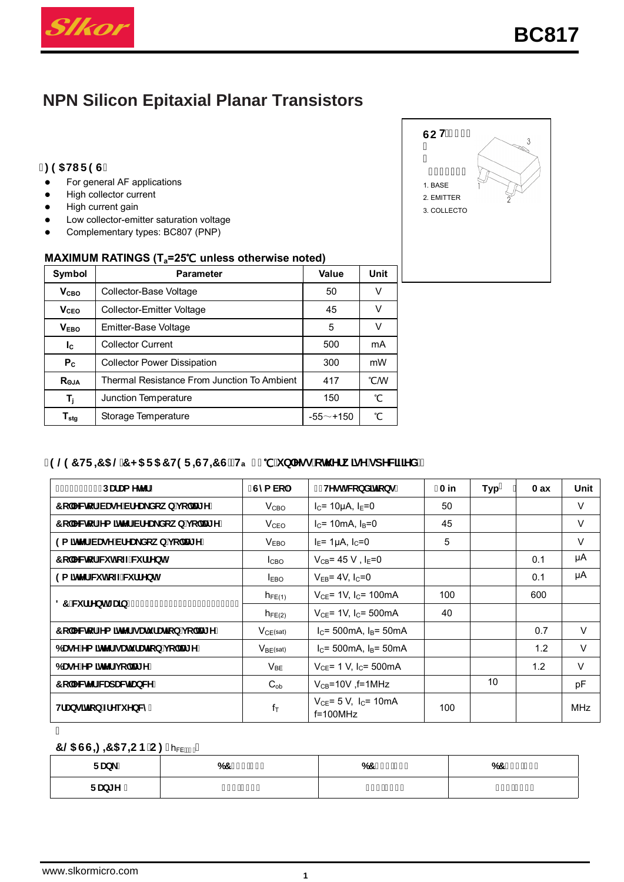# BC817

## NPN Silicon Epitaxial Planar Transistors

**SOT-23**

1. BASE
2. EMITTER
3. COLLECTO

### FEATURES

- For general AF applications
- High collector current
- High current gain
- Low collector-emitter saturation voltage
- Complementary types: BC807 (PNP)

### MAXIMUM RATINGS ($T_a$=25℃ unless otherwise noted)

| Symbol | Parameter | Value | Unit |
|---|---|---|---|
| $V_{CBO}$ | Collector-Base Voltage | 50 | V |
| $V_{CEO}$ | Collector-Emitter Voltage | 45 | V |
| $V_{EBO}$ | Emitter-Base Voltage | 5 | V |
| $I_C$ | Collector Current | 500 | mA |
| $P_C$ | Collector Power Dissipation | 300 | mW |
| $R_{\Theta JA}$ | Thermal Resistance From Junction To Ambient | 417 | ℃/W |
| $T_j$ | Junction Temperature | 150 | ℃ |
| $T_{stg}$ | Storage Temperature | -55～+150 | ℃ |

### ELECTRICAL CHARACTERISTICS ($T_a$=25℃ unless otherwise specified)

| Parameter | Symbol | Test conditions | Min | Typ | Max | Unit |
|---|---|---|---|---|---|---|
| Collector-base breakdown voltage | $V_{CBO}$ | $I_C$= 10μA, $I_E$=0 | 50 | | | V |
| Collector-emitter breakdown voltage | $V_{CEO}$ | $I_C$= 10mA, $I_B$=0 | 45 | | | V |
| Emitter-base breakdown voltage | $V_{EBO}$ | $I_E$= 1μA, $I_C$=0 | 5 | | | V |
| Collector cut-off current | $I_{CBO}$ | $V_{CB}$= 45 V , $I_E$=0 | | | 0.1 | μA |
| Emitter cut-off current | $I_{EBO}$ | $V_{EB}$= 4V, $I_C$=0 | | | 0.1 | μA |
| DC current gain | $h_{FE(1)}$ | $V_{CE}$= 1V, $I_C$= 100mA | 100 | | 600 | |
| | $h_{FE(2)}$ | $V_{CE}$= 1V, $I_C$= 500mA | 40 | | | |
| Collector-emitter saturation voltage | $V_{CE(sat)}$ | $I_C$= 500mA, $I_B$= 50mA | | | 0.7 | V |
| Base-emitter saturation voltage | $V_{BE(sat)}$ | $I_C$= 500mA, $I_B$= 50mA | | | 1.2 | V |
| Base-emitter voltage | $V_{BE}$ | $V_{CE}$= 1 V, $I_C$= 500mA | | | 1.2 | V |
| Collector capacitance | $C_{ob}$ | $V_{CB}$=10V ,f=1MHz | | 10 | | pF |
| Transition frequency | $f_T$ | $V_{CE}$= 5 V, $I_C$= 10mA f=100MHz | 100 | | | MHz |

### CLASSIFICATION OF $h_{FE}$

| Rank | BC | BC | BC |
|---|---|---|---|
| Range | | | |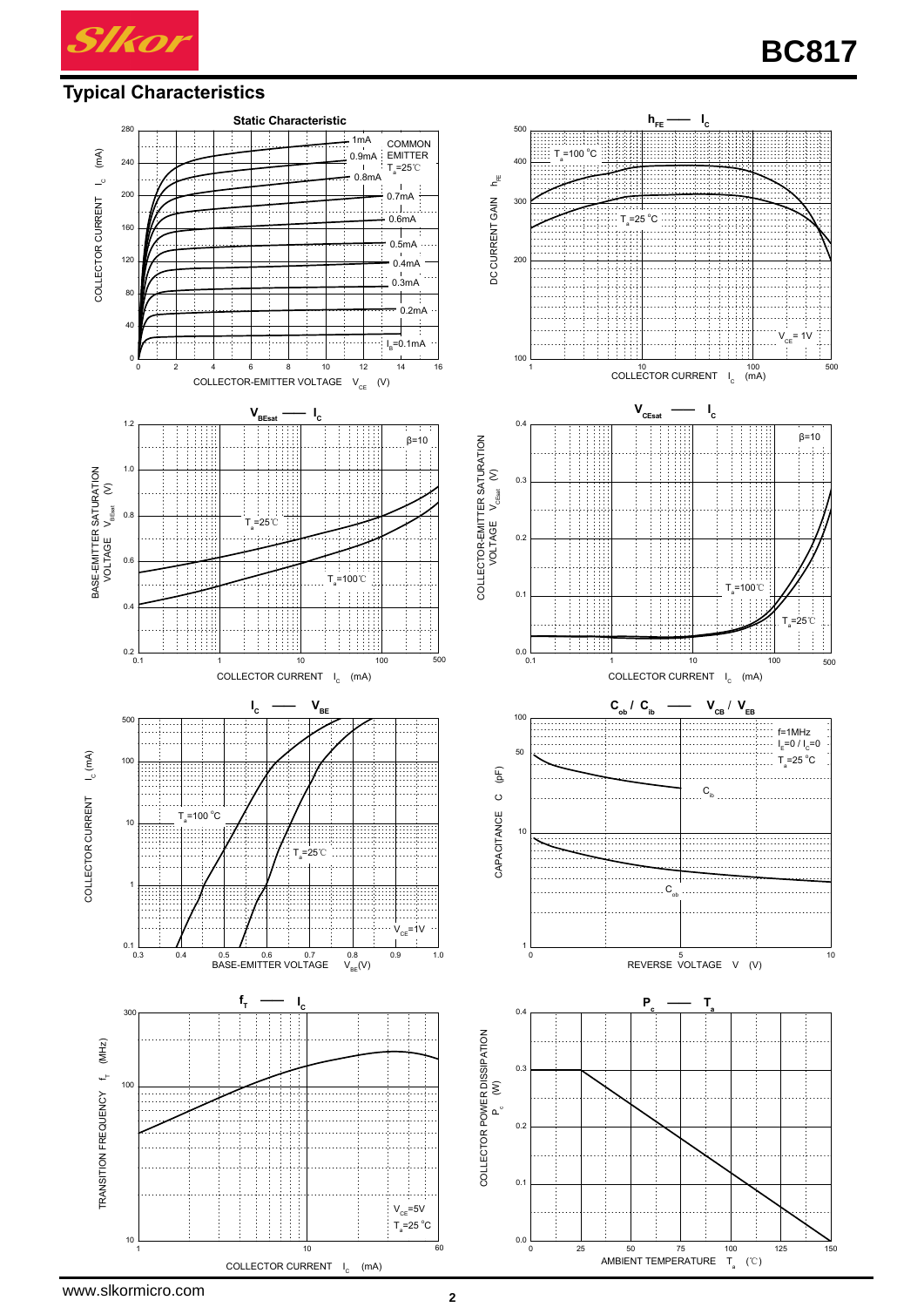## Typical Characteristics

**Static Characteristic**

COMMON EMITTER, $T_a$=25℃

COLLECTOR CURRENT $I_C$ (mA) vs COLLECTOR-EMITTER VOLTAGE $V_{CE}$ (V)

$I_B$=0.1mA, 0.2mA, 0.3mA, 0.4mA, 0.5mA, 0.6mA, 0.7mA, 0.8mA, 0.9mA, 1mA

**$h_{FE}$ —— $I_C$**

DC CURRENT GAIN $h_{FE}$ vs COLLECTOR CURRENT $I_C$ (mA)

$T_a$=100 °C, $T_a$=25 °C, $V_{CE}$= 1V

**$V_{BEsat}$ —— $I_C$**

BASE-EMITTER SATURATION VOLTAGE $V_{BEsat}$ (V) vs COLLECTOR CURRENT $I_C$ (mA)

β=10, $T_a$=25℃, $T_a$=100℃

**$V_{CEsat}$ —— $I_C$**

COLLECTOR-EMITTER SATURATION VOLTAGE $V_{CEsat}$ (V) vs COLLECTOR CURRENT $I_C$ (mA)

β=10, $T_a$=100℃, $T_a$=25℃

**$I_C$ —— $V_{BE}$**

COLLECTOR CURRENT $I_C$ (mA) vs BASE-EMITTER VOLTAGE $V_{BE}$(V)

$T_a$=100 °C, $T_a$=25℃, $V_{CE}$=1V

**$C_{ob}$ / $C_{ib}$ —— $V_{CB}$ / $V_{EB}$**

CAPACITANCE C (pF) vs REVERSE VOLTAGE V (V)

f=1MHz, $I_E$=0 / $I_C$=0, $T_a$=25 °C

$C_{ib}$, $C_{ob}$

**$f_T$ —— $I_C$**

TRANSITION FREQUENCY $f_T$ (MHz) vs COLLECTOR CURRENT $I_C$ (mA)

$V_{CE}$=5V, $T_a$=25 °C

**$P_c$ —— $T_a$**

COLLECTOR POWER DISSIPATION $P_c$ (W) vs AMBIENT TEMPERATURE $T_a$ (℃)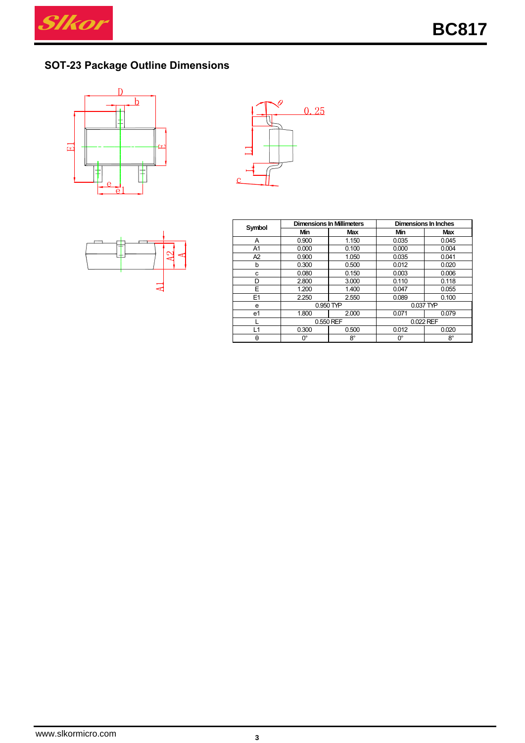## SOT-23 Package Outline Dimensions

D
b
E1
E
θ
0.25
L1
L
c
e
e1
A2
A
A1

| Symbol | Dimensions In Millimeters | | Dimensions In Inches | |
|---|---|---|---|---|
| | Min | Max | Min | Max |
| A | 0.900 | 1.150 | 0.035 | 0.045 |
| A1 | 0.000 | 0.100 | 0.000 | 0.004 |
| A2 | 0.900 | 1.050 | 0.035 | 0.041 |
| b | 0.300 | 0.500 | 0.012 | 0.020 |
| c | 0.080 | 0.150 | 0.003 | 0.006 |
| D | 2.800 | 3.000 | 0.110 | 0.118 |
| E | 1.200 | 1.400 | 0.047 | 0.055 |
| E1 | 2.250 | 2.550 | 0.089 | 0.100 |
| e | 0.950 TYP | | 0.037 TYP | |
| e1 | 1.800 | 2.000 | 0.071 | 0.079 |
| L | 0.550 REF | | 0.022 REF | |
| L1 | 0.300 | 0.500 | 0.012 | 0.020 |
| θ | 0° | 8° | 0° | 8° |

www.slkormicro.com